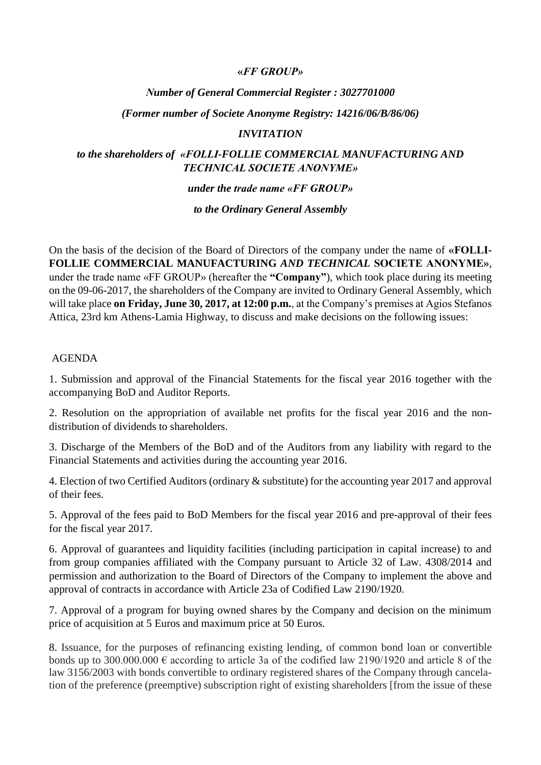***«FF GROUP»***

***Number of General Commercial Register : 3027701000***

***(Former number of Societe Anonyme Registry: 14216/06/B/86/06)***

***INVITATION***

***to the shareholders of «FOLLI-FOLLIE COMMERCIAL MANUFACTURING AND TECHNICAL SOCIETE ANONYME»***

***under the trade name «FF GROUP»***

***to the Ordinary General Assembly***

On the basis of the decision of the Board of Directors of the company under the name of **«FOLLI-FOLLIE COMMERCIAL MANUFACTURING *AND TECHNICAL* SOCIETE ANONYME»**, under the trade name «FF GROUP» (hereafter the **"Company"**), which took place during its meeting on the 09-06-2017, the shareholders of the Company are invited to Ordinary General Assembly, which will take place **on Friday, June 30, 2017, at 12:00 p.m.**, at the Company's premises at Agios Stefanos Attica, 23rd km Athens-Lamia Highway, to discuss and make decisions on the following issues:

AGENDA

1. Submission and approval of the Financial Statements for the fiscal year 2016 together with the accompanying BoD and Auditor Reports.

2. Resolution on the appropriation of available net profits for the fiscal year 2016 and the non-distribution of dividends to shareholders.

3. Discharge of the Members of the BoD and of the Auditors from any liability with regard to the Financial Statements and activities during the accounting year 2016.

4. Election of two Certified Auditors (ordinary & substitute) for the accounting year 2017 and approval of their fees.

5. Approval of the fees paid to BoD Members for the fiscal year 2016 and pre-approval of their fees for the fiscal year 2017.

6. Approval of guarantees and liquidity facilities (including participation in capital increase) to and from group companies affiliated with the Company pursuant to Article 32 of Law. 4308/2014 and permission and authorization to the Board of Directors of the Company to implement the above and approval of contracts in accordance with Article 23a of Codified Law 2190/1920.

7. Approval of a program for buying owned shares by the Company and decision on the minimum price of acquisition at 5 Euros and maximum price at 50 Euros.

8. Issuance, for the purposes of refinancing existing lending, of common bond loan or convertible bonds up to 300.000.000 € according to article 3a of the codified law 2190/1920 and article 8 of the law 3156/2003 with bonds convertible to ordinary registered shares of the Company through cancelation of the preference (preemptive) subscription right of existing shareholders [from the issue of these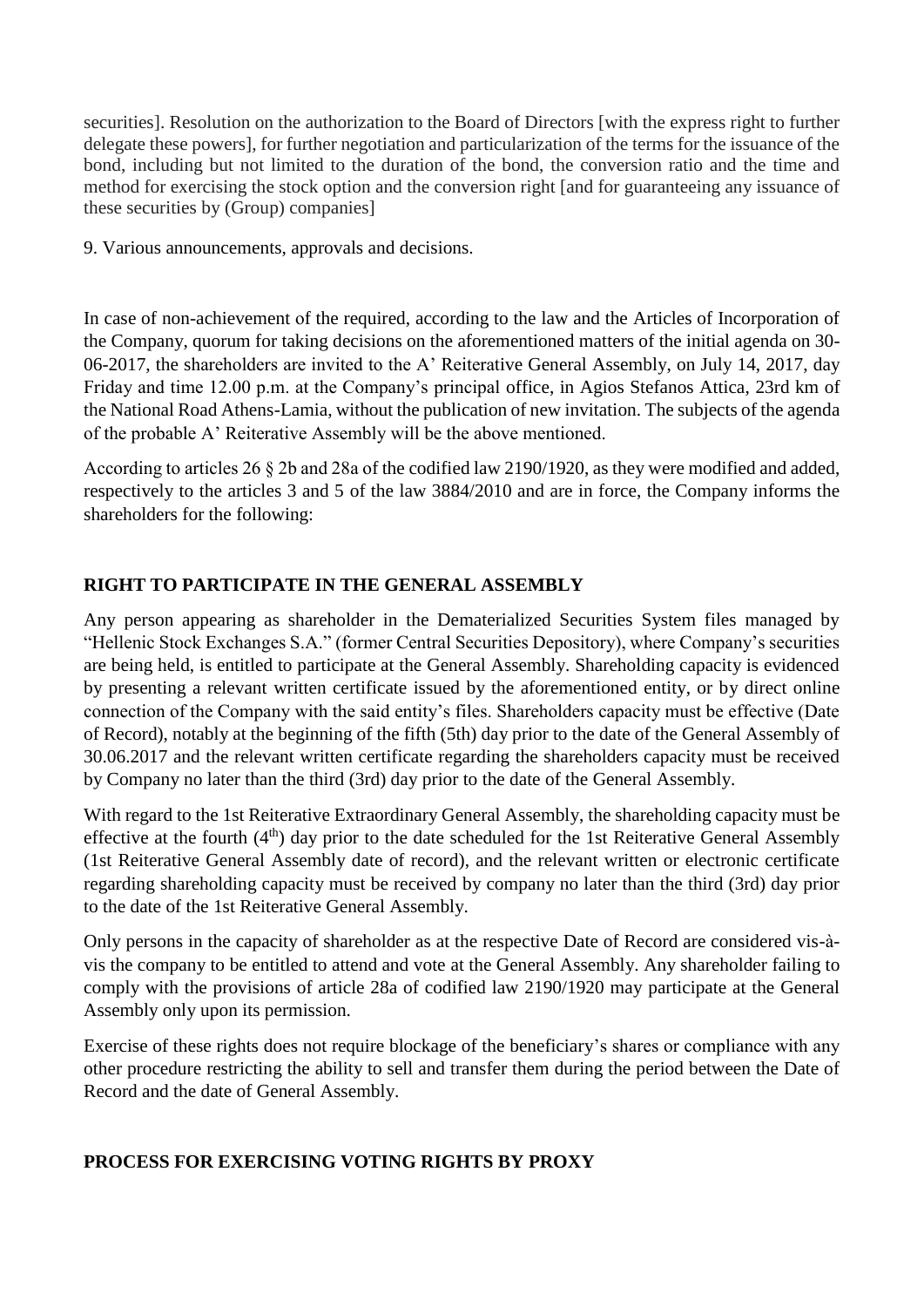securities]. Resolution on the authorization to the Board of Directors [with the express right to further delegate these powers], for further negotiation and particularization of the terms for the issuance of the bond, including but not limited to the duration of the bond, the conversion ratio and the time and method for exercising the stock option and the conversion right [and for guaranteeing any issuance of these securities by (Group) companies]

9. Various announcements, approvals and decisions.

In case of non-achievement of the required, according to the law and the Articles of Incorporation of the Company, quorum for taking decisions on the aforementioned matters of the initial agenda on 30-06-2017, the shareholders are invited to the A' Reiterative General Assembly, on July 14, 2017, day Friday and time 12.00 p.m. at the Company's principal office, in Agios Stefanos Attica, 23rd km of the National Road Athens-Lamia, without the publication of new invitation. The subjects of the agenda of the probable A' Reiterative Assembly will be the above mentioned.

According to articles 26 § 2b and 28a of the codified law 2190/1920, as they were modified and added, respectively to the articles 3 and 5 of the law 3884/2010 and are in force, the Company informs the shareholders for the following:

## RIGHT TO PARTICIPATE IN THE GENERAL ASSEMBLY

Any person appearing as shareholder in the Dematerialized Securities System files managed by "Hellenic Stock Exchanges S.A." (former Central Securities Depository), where Company's securities are being held, is entitled to participate at the General Assembly. Shareholding capacity is evidenced by presenting a relevant written certificate issued by the aforementioned entity, or by direct online connection of the Company with the said entity's files. Shareholders capacity must be effective (Date of Record), notably at the beginning of the fifth (5th) day prior to the date of the General Assembly of 30.06.2017 and the relevant written certificate regarding the shareholders capacity must be received by Company no later than the third (3rd) day prior to the date of the General Assembly.

With regard to the 1st Reiterative Extraordinary General Assembly, the shareholding capacity must be effective at the fourth (4th) day prior to the date scheduled for the 1st Reiterative General Assembly (1st Reiterative General Assembly date of record), and the relevant written or electronic certificate regarding shareholding capacity must be received by company no later than the third (3rd) day prior to the date of the 1st Reiterative General Assembly.

Only persons in the capacity of shareholder as at the respective Date of Record are considered vis-à-vis the company to be entitled to attend and vote at the General Assembly. Any shareholder failing to comply with the provisions of article 28a of codified law 2190/1920 may participate at the General Assembly only upon its permission.

Exercise of these rights does not require blockage of the beneficiary's shares or compliance with any other procedure restricting the ability to sell and transfer them during the period between the Date of Record and the date of General Assembly.

## PROCESS FOR EXERCISING VOTING RIGHTS BY PROXY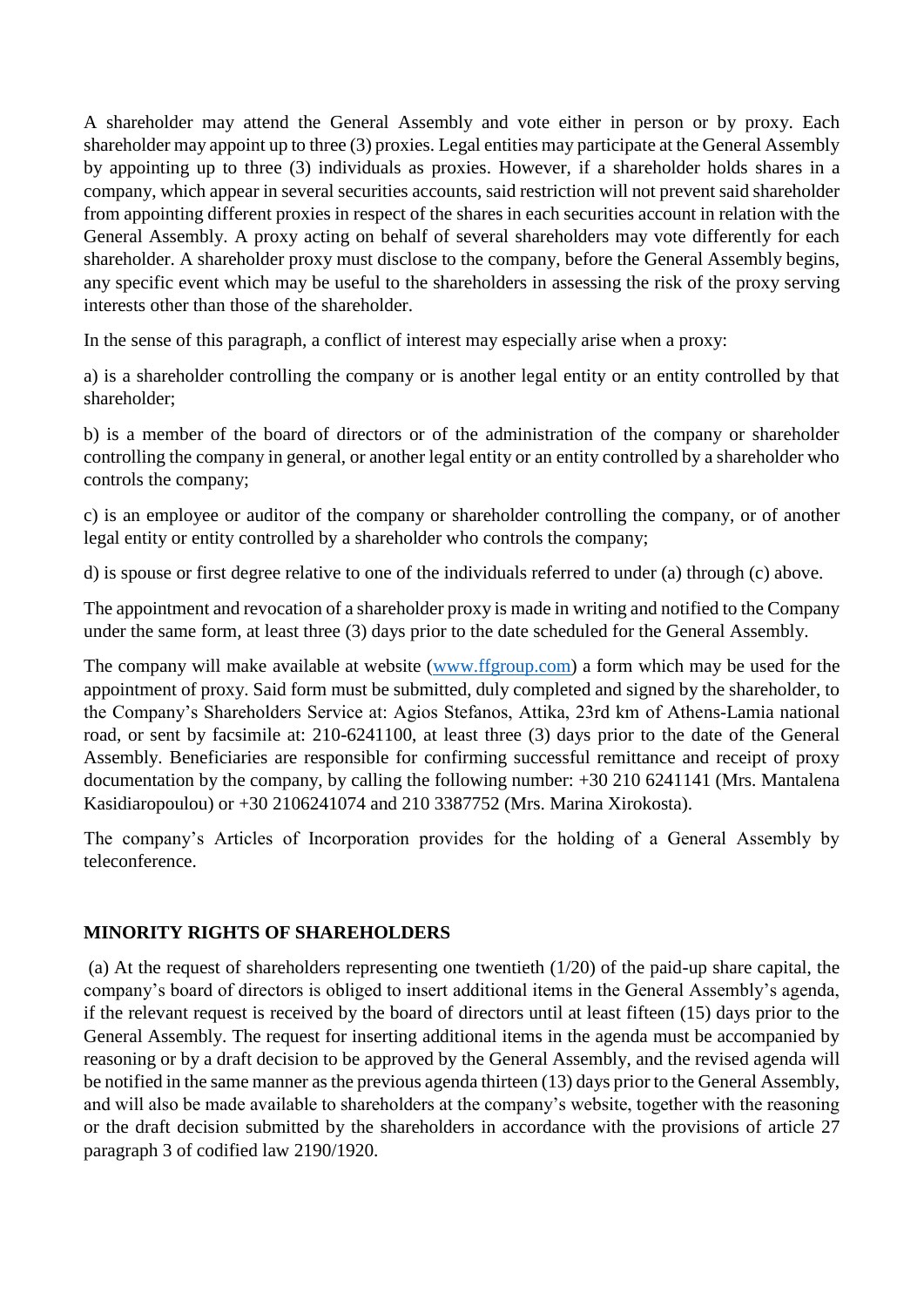A shareholder may attend the General Assembly and vote either in person or by proxy. Each shareholder may appoint up to three (3) proxies. Legal entities may participate at the General Assembly by appointing up to three (3) individuals as proxies. However, if a shareholder holds shares in a company, which appear in several securities accounts, said restriction will not prevent said shareholder from appointing different proxies in respect of the shares in each securities account in relation with the General Assembly. A proxy acting on behalf of several shareholders may vote differently for each shareholder. A shareholder proxy must disclose to the company, before the General Assembly begins, any specific event which may be useful to the shareholders in assessing the risk of the proxy serving interests other than those of the shareholder.

In the sense of this paragraph, a conflict of interest may especially arise when a proxy:

a) is a shareholder controlling the company or is another legal entity or an entity controlled by that shareholder;

b) is a member of the board of directors or of the administration of the company or shareholder controlling the company in general, or another legal entity or an entity controlled by a shareholder who controls the company;

c) is an employee or auditor of the company or shareholder controlling the company, or of another legal entity or entity controlled by a shareholder who controls the company;

d) is spouse or first degree relative to one of the individuals referred to under (a) through (c) above.

The appointment and revocation of a shareholder proxy is made in writing and notified to the Company under the same form, at least three (3) days prior to the date scheduled for the General Assembly.

The company will make available at website (www.ffgroup.com) a form which may be used for the appointment of proxy. Said form must be submitted, duly completed and signed by the shareholder, to the Company's Shareholders Service at: Agios Stefanos, Attika, 23rd km of Athens-Lamia national road, or sent by facsimile at: 210-6241100, at least three (3) days prior to the date of the General Assembly. Beneficiaries are responsible for confirming successful remittance and receipt of proxy documentation by the company, by calling the following number: +30 210 6241141 (Mrs. Mantalena Kasidiaropoulou) or +30 2106241074 and 210 3387752 (Mrs. Marina Xirokosta).

The company's Articles of Incorporation provides for the holding of a General Assembly by teleconference.

## MINORITY RIGHTS OF SHAREHOLDERS

(a) At the request of shareholders representing one twentieth (1/20) of the paid-up share capital, the company's board of directors is obliged to insert additional items in the General Assembly's agenda, if the relevant request is received by the board of directors until at least fifteen (15) days prior to the General Assembly. The request for inserting additional items in the agenda must be accompanied by reasoning or by a draft decision to be approved by the General Assembly, and the revised agenda will be notified in the same manner as the previous agenda thirteen (13) days prior to the General Assembly, and will also be made available to shareholders at the company's website, together with the reasoning or the draft decision submitted by the shareholders in accordance with the provisions of article 27 paragraph 3 of codified law 2190/1920.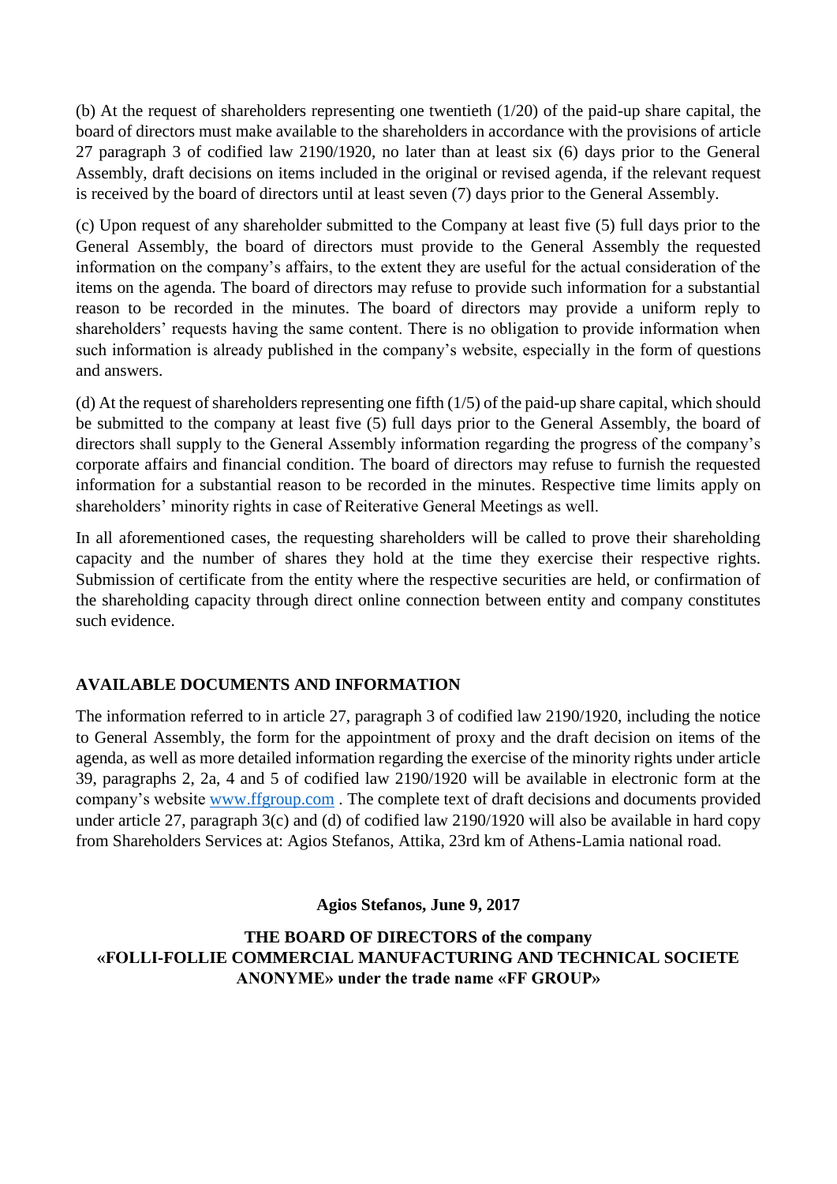(b) At the request of shareholders representing one twentieth (1/20) of the paid-up share capital, the board of directors must make available to the shareholders in accordance with the provisions of article 27 paragraph 3 of codified law 2190/1920, no later than at least six (6) days prior to the General Assembly, draft decisions on items included in the original or revised agenda, if the relevant request is received by the board of directors until at least seven (7) days prior to the General Assembly.

(c) Upon request of any shareholder submitted to the Company at least five (5) full days prior to the General Assembly, the board of directors must provide to the General Assembly the requested information on the company's affairs, to the extent they are useful for the actual consideration of the items on the agenda. The board of directors may refuse to provide such information for a substantial reason to be recorded in the minutes. The board of directors may provide a uniform reply to shareholders' requests having the same content. There is no obligation to provide information when such information is already published in the company's website, especially in the form of questions and answers.

(d) At the request of shareholders representing one fifth (1/5) of the paid-up share capital, which should be submitted to the company at least five (5) full days prior to the General Assembly, the board of directors shall supply to the General Assembly information regarding the progress of the company's corporate affairs and financial condition. The board of directors may refuse to furnish the requested information for a substantial reason to be recorded in the minutes. Respective time limits apply on shareholders' minority rights in case of Reiterative General Meetings as well.

In all aforementioned cases, the requesting shareholders will be called to prove their shareholding capacity and the number of shares they hold at the time they exercise their respective rights. Submission of certificate from the entity where the respective securities are held, or confirmation of the shareholding capacity through direct online connection between entity and company constitutes such evidence.

## AVAILABLE DOCUMENTS AND INFORMATION

The information referred to in article 27, paragraph 3 of codified law 2190/1920, including the notice to General Assembly, the form for the appointment of proxy and the draft decision on items of the agenda, as well as more detailed information regarding the exercise of the minority rights under article 39, paragraphs 2, 2a, 4 and 5 of codified law 2190/1920 will be available in electronic form at the company's website www.ffgroup.com . The complete text of draft decisions and documents provided under article 27, paragraph 3(c) and (d) of codified law 2190/1920 will also be available in hard copy from Shareholders Services at: Agios Stefanos, Attika, 23rd km of Athens-Lamia national road.

**Agios Stefanos, June 9, 2017**

**THE BOARD OF DIRECTORS of the company «FOLLI-FOLLIE COMMERCIAL MANUFACTURING AND TECHNICAL SOCIETE ANONYME» under the trade name «FF GROUP»**